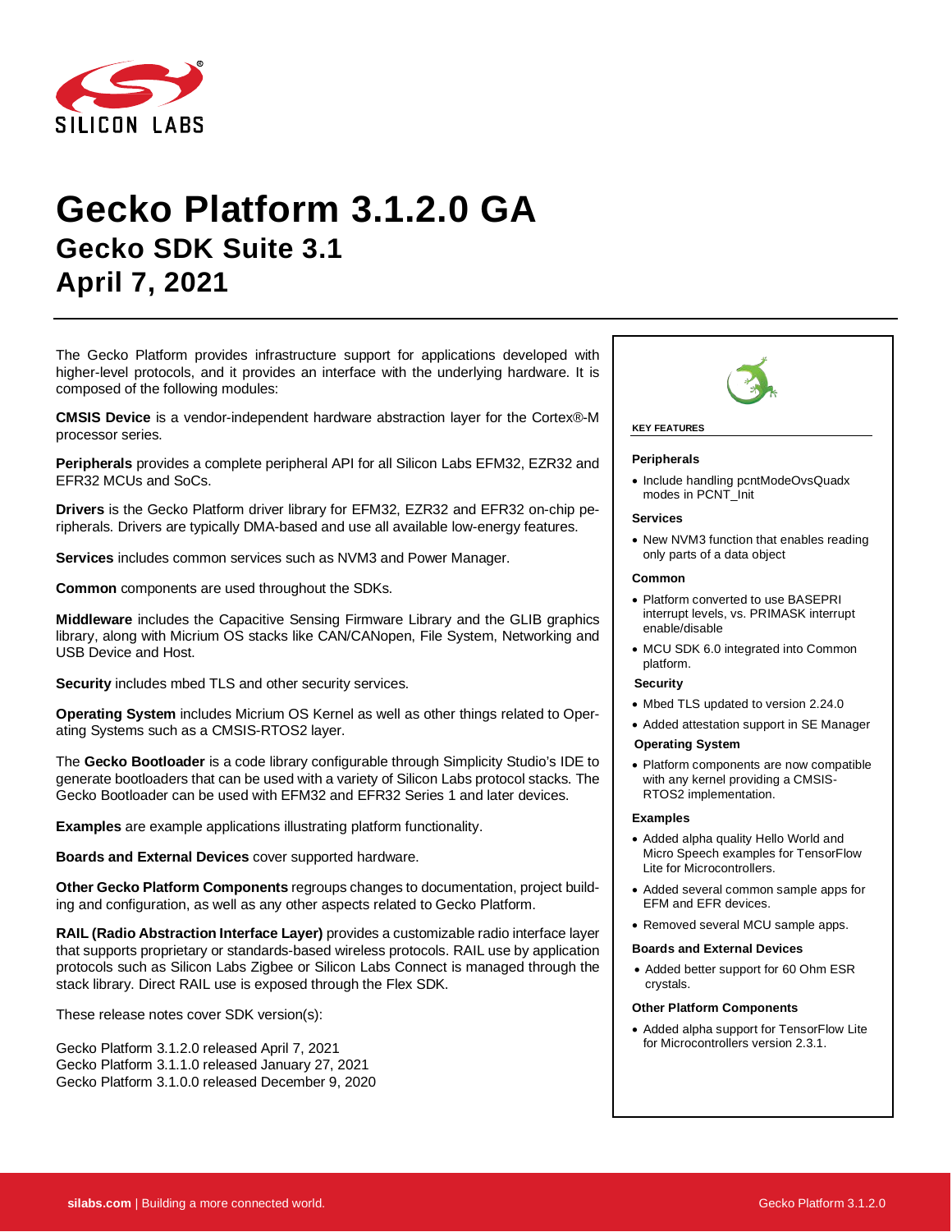# Gecko Platform 3.1.2.0 GA

## Gecko SDK Suite 3.1

## April 7, 2021

The Gecko Platform provides infrastructure support for applications developed with higher-level protocols, and it provides an interface with the underlying hardware. It is composed of the following modules:

**CMSIS Device** is a vendor-independent hardware abstraction layer for the Cortex®-M processor series.

**Peripherals** provides a complete peripheral API for all Silicon Labs EFM32, EZR32 and EFR32 MCUs and SoCs.

**Drivers** is the Gecko Platform driver library for EFM32, EZR32 and EFR32 on-chip peripherals. Drivers are typically DMA-based and use all available low-energy features.

**Services** includes common services such as NVM3 and Power Manager.

**Common** components are used throughout the SDKs.

**Middleware** includes the Capacitive Sensing Firmware Library and the GLIB graphics library, along with Micrium OS stacks like CAN/CANopen, File System, Networking and USB Device and Host.

**Security** includes mbed TLS and other security services.

**Operating System** includes Micrium OS Kernel as well as other things related to Operating Systems such as a CMSIS-RTOS2 layer.

The **Gecko Bootloader** is a code library configurable through Simplicity Studio's IDE to generate bootloaders that can be used with a variety of Silicon Labs protocol stacks. The Gecko Bootloader can be used with EFM32 and EFR32 Series 1 and later devices.

**Examples** are example applications illustrating platform functionality.

**Boards and External Devices** cover supported hardware.

**Other Gecko Platform Components** regroups changes to documentation, project building and configuration, as well as any other aspects related to Gecko Platform.

**RAIL (Radio Abstraction Interface Layer)** provides a customizable radio interface layer that supports proprietary or standards-based wireless protocols. RAIL use by application protocols such as Silicon Labs Zigbee or Silicon Labs Connect is managed through the stack library. Direct RAIL use is exposed through the Flex SDK.

These release notes cover SDK version(s):

Gecko Platform 3.1.2.0 released April 7, 2021
Gecko Platform 3.1.1.0 released January 27, 2021
Gecko Platform 3.1.0.0 released December 9, 2020

**KEY FEATURES**

**Peripherals**

- Include handling pcntModeOvsQuadx modes in PCNT_Init

**Services**

- New NVM3 function that enables reading only parts of a data object

**Common**

- Platform converted to use BASEPRI interrupt levels, vs. PRIMASK interrupt enable/disable
- MCU SDK 6.0 integrated into Common platform.

**Security**

- Mbed TLS updated to version 2.24.0
- Added attestation support in SE Manager

**Operating System**

- Platform components are now compatible with any kernel providing a CMSIS-RTOS2 implementation.

**Examples**

- Added alpha quality Hello World and Micro Speech examples for TensorFlow Lite for Microcontrollers.
- Added several common sample apps for EFM and EFR devices.
- Removed several MCU sample apps.

**Boards and External Devices**

- Added better support for 60 Ohm ESR crystals.

**Other Platform Components**

- Added alpha support for TensorFlow Lite for Microcontrollers version 2.3.1.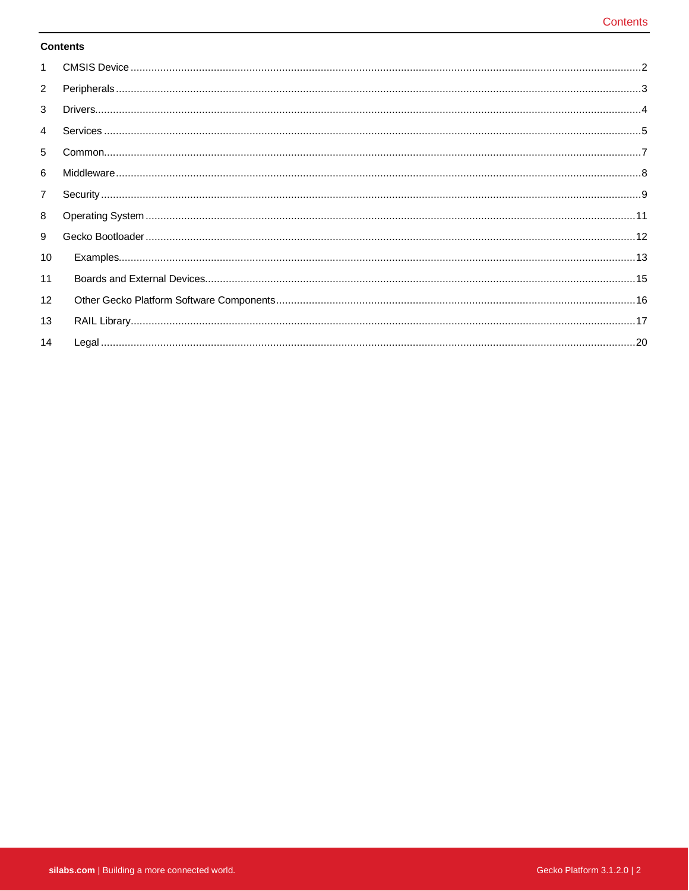**Contents**

1 CMSIS Device ..........2

2 Peripherals ..........3

3 Drivers ..........4

4 Services ..........5

5 Common ..........7

6 Middleware ..........8

7 Security ..........9

8 Operating System ..........11

9 Gecko Bootloader ..........12

10 Examples ..........13

11 Boards and External Devices ..........15

12 Other Gecko Platform Software Components ..........16

13 RAIL Library ..........17

14 Legal ..........20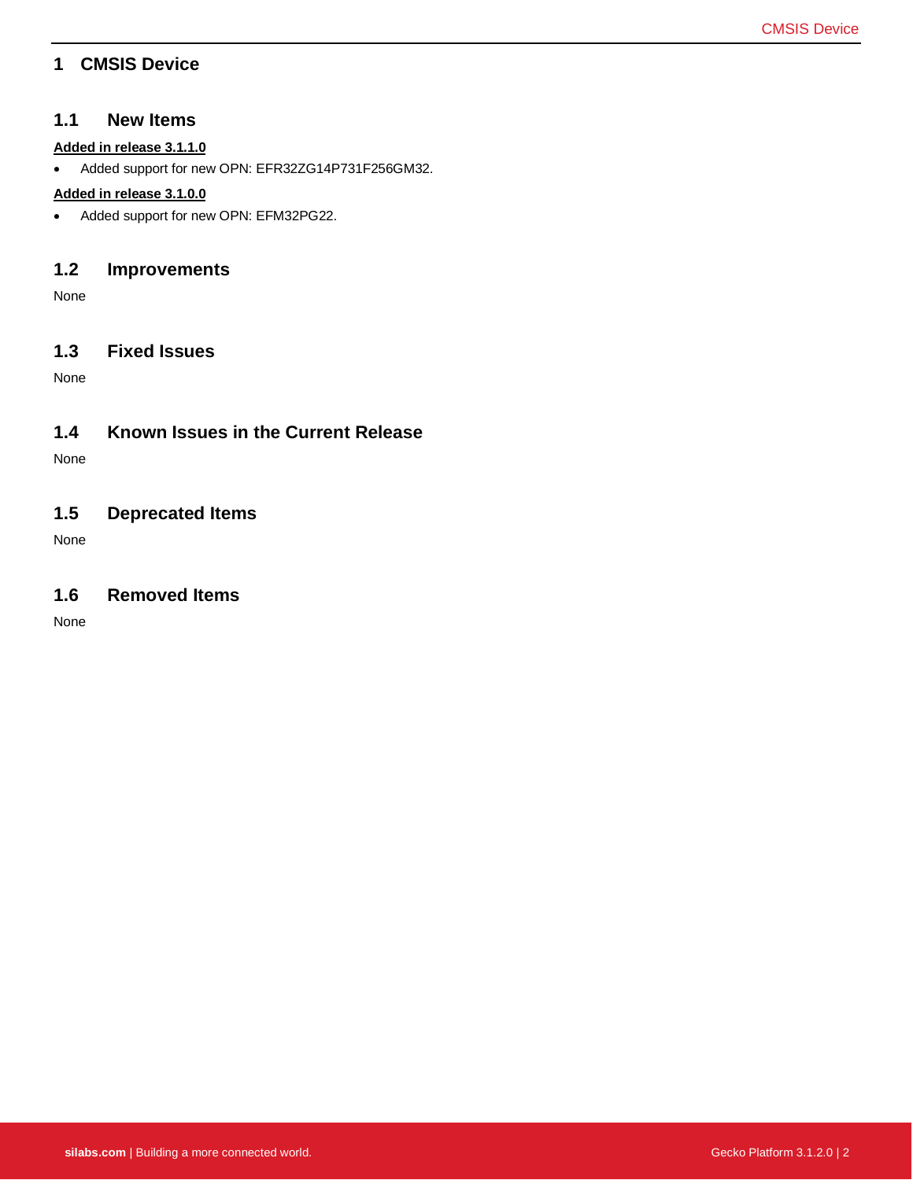# 1 CMSIS Device

## 1.1 New Items

**Added in release 3.1.1.0**

- Added support for new OPN: EFR32ZG14P731F256GM32.

**Added in release 3.1.0.0**

- Added support for new OPN: EFM32PG22.

## 1.2 Improvements

None

## 1.3 Fixed Issues

None

## 1.4 Known Issues in the Current Release

None

## 1.5 Deprecated Items

None

## 1.6 Removed Items

None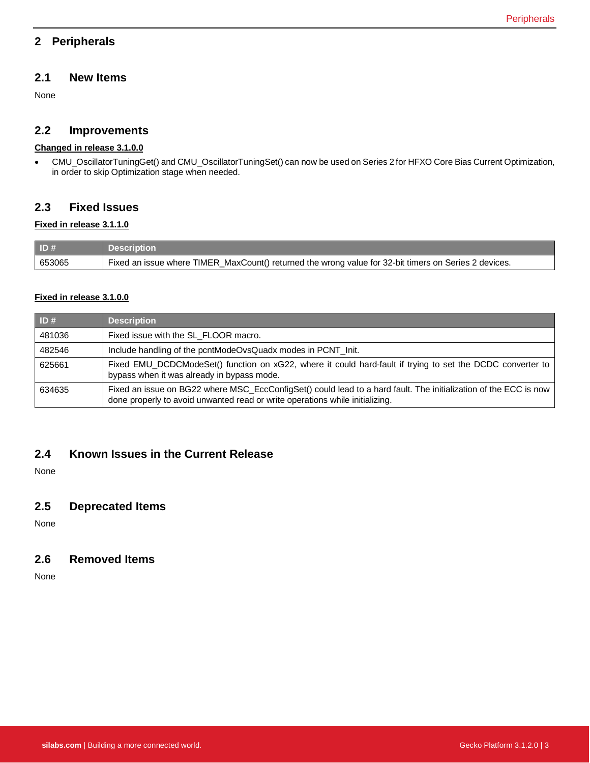# 2 Peripherals

## 2.1 New Items

None

## 2.2 Improvements

**Changed in release 3.1.0.0**

- CMU_OscillatorTuningGet() and CMU_OscillatorTuningSet() can now be used on Series 2 for HFXO Core Bias Current Optimization, in order to skip Optimization stage when needed.

## 2.3 Fixed Issues

**Fixed in release 3.1.1.0**

| ID # | Description |
|---|---|
| 653065 | Fixed an issue where TIMER_MaxCount() returned the wrong value for 32-bit timers on Series 2 devices. |

**Fixed in release 3.1.0.0**

| ID # | Description |
|---|---|
| 481036 | Fixed issue with the SL_FLOOR macro. |
| 482546 | Include handling of the pcntModeOvsQuadx modes in PCNT_Init. |
| 625661 | Fixed EMU_DCDCModeSet() function on xG22, where it could hard-fault if trying to set the DCDC converter to bypass when it was already in bypass mode. |
| 634635 | Fixed an issue on BG22 where MSC_EccConfigSet() could lead to a hard fault. The initialization of the ECC is now done properly to avoid unwanted read or write operations while initializing. |

## 2.4 Known Issues in the Current Release

None

## 2.5 Deprecated Items

None

## 2.6 Removed Items

None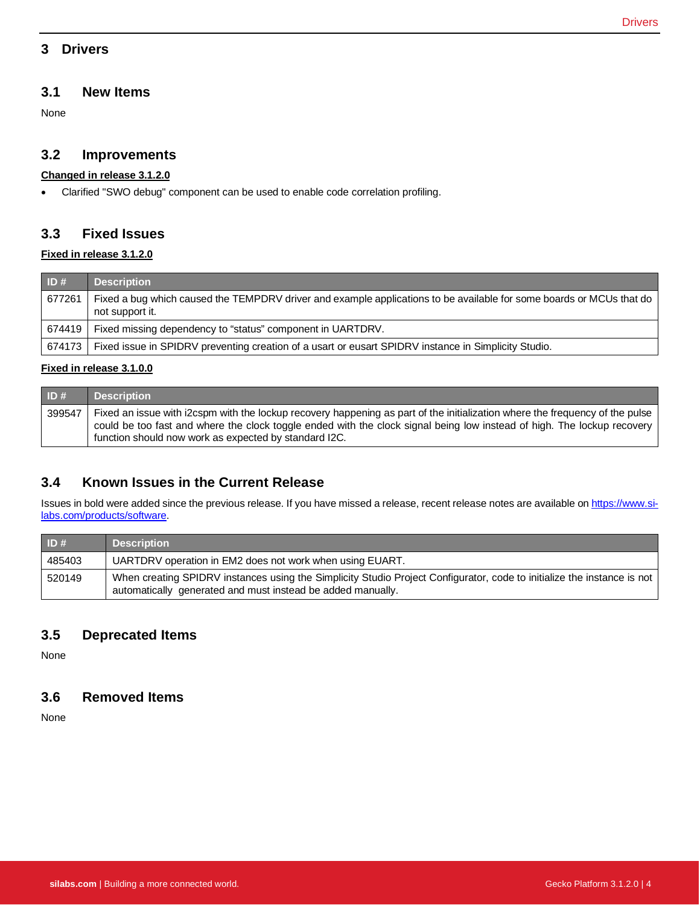# 3 Drivers

## 3.1 New Items

None

## 3.2 Improvements

**Changed in release 3.1.2.0**

- Clarified "SWO debug" component can be used to enable code correlation profiling.

## 3.3 Fixed Issues

**Fixed in release 3.1.2.0**

| ID # | Description |
|---|---|
| 677261 | Fixed a bug which caused the TEMPDRV driver and example applications to be available for some boards or MCUs that do not support it. |
| 674419 | Fixed missing dependency to "status" component in UARTDRV. |
| 674173 | Fixed issue in SPIDRV preventing creation of a usart or eusart SPIDRV instance in Simplicity Studio. |

**Fixed in release 3.1.0.0**

| ID # | Description |
|---|---|
| 399547 | Fixed an issue with i2cspm with the lockup recovery happening as part of the initialization where the frequency of the pulse could be too fast and where the clock toggle ended with the clock signal being low instead of high. The lockup recovery function should now work as expected by standard I2C. |

## 3.4 Known Issues in the Current Release

Issues in bold were added since the previous release. If you have missed a release, recent release notes are available on [https://www.si-labs.com/products/software](https://www.si-labs.com/products/software).

| ID # | Description |
|---|---|
| 485403 | UARTDRV operation in EM2 does not work when using EUART. |
| 520149 | When creating SPIDRV instances using the Simplicity Studio Project Configurator, code to initialize the instance is not automatically generated and must instead be added manually. |

## 3.5 Deprecated Items

None

## 3.6 Removed Items

None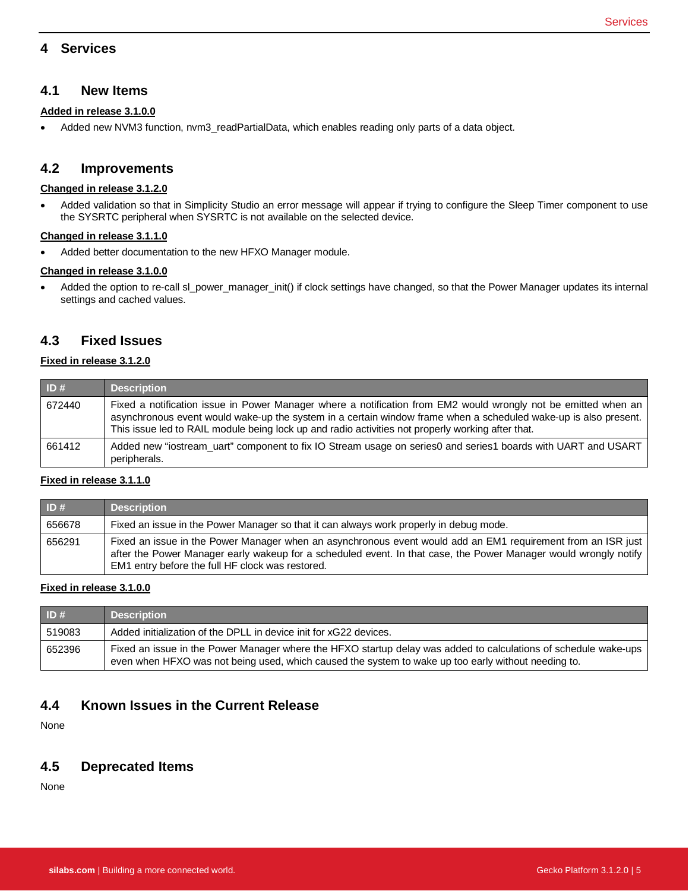# 4 Services

## 4.1 New Items

**Added in release 3.1.0.0**

- Added new NVM3 function, nvm3_readPartialData, which enables reading only parts of a data object.

## 4.2 Improvements

**Changed in release 3.1.2.0**

- Added validation so that in Simplicity Studio an error message will appear if trying to configure the Sleep Timer component to use the SYSRTC peripheral when SYSRTC is not available on the selected device.

**Changed in release 3.1.1.0**

- Added better documentation to the new HFXO Manager module.

**Changed in release 3.1.0.0**

- Added the option to re-call sl_power_manager_init() if clock settings have changed, so that the Power Manager updates its internal settings and cached values.

## 4.3 Fixed Issues

**Fixed in release 3.1.2.0**

| ID # | Description |
|---|---|
| 672440 | Fixed a notification issue in Power Manager where a notification from EM2 would wrongly not be emitted when an asynchronous event would wake-up the system in a certain window frame when a scheduled wake-up is also present. This issue led to RAIL module being lock up and radio activities not properly working after that. |
| 661412 | Added new “iostream_uart” component to fix IO Stream usage on series0 and series1 boards with UART and USART peripherals. |

**Fixed in release 3.1.1.0**

| ID # | Description |
|---|---|
| 656678 | Fixed an issue in the Power Manager so that it can always work properly in debug mode. |
| 656291 | Fixed an issue in the Power Manager when an asynchronous event would add an EM1 requirement from an ISR just after the Power Manager early wakeup for a scheduled event. In that case, the Power Manager would wrongly notify EM1 entry before the full HF clock was restored. |

**Fixed in release 3.1.0.0**

| ID # | Description |
|---|---|
| 519083 | Added initialization of the DPLL in device init for xG22 devices. |
| 652396 | Fixed an issue in the Power Manager where the HFXO startup delay was added to calculations of schedule wake-ups even when HFXO was not being used, which caused the system to wake up too early without needing to. |

## 4.4 Known Issues in the Current Release

None

## 4.5 Deprecated Items

None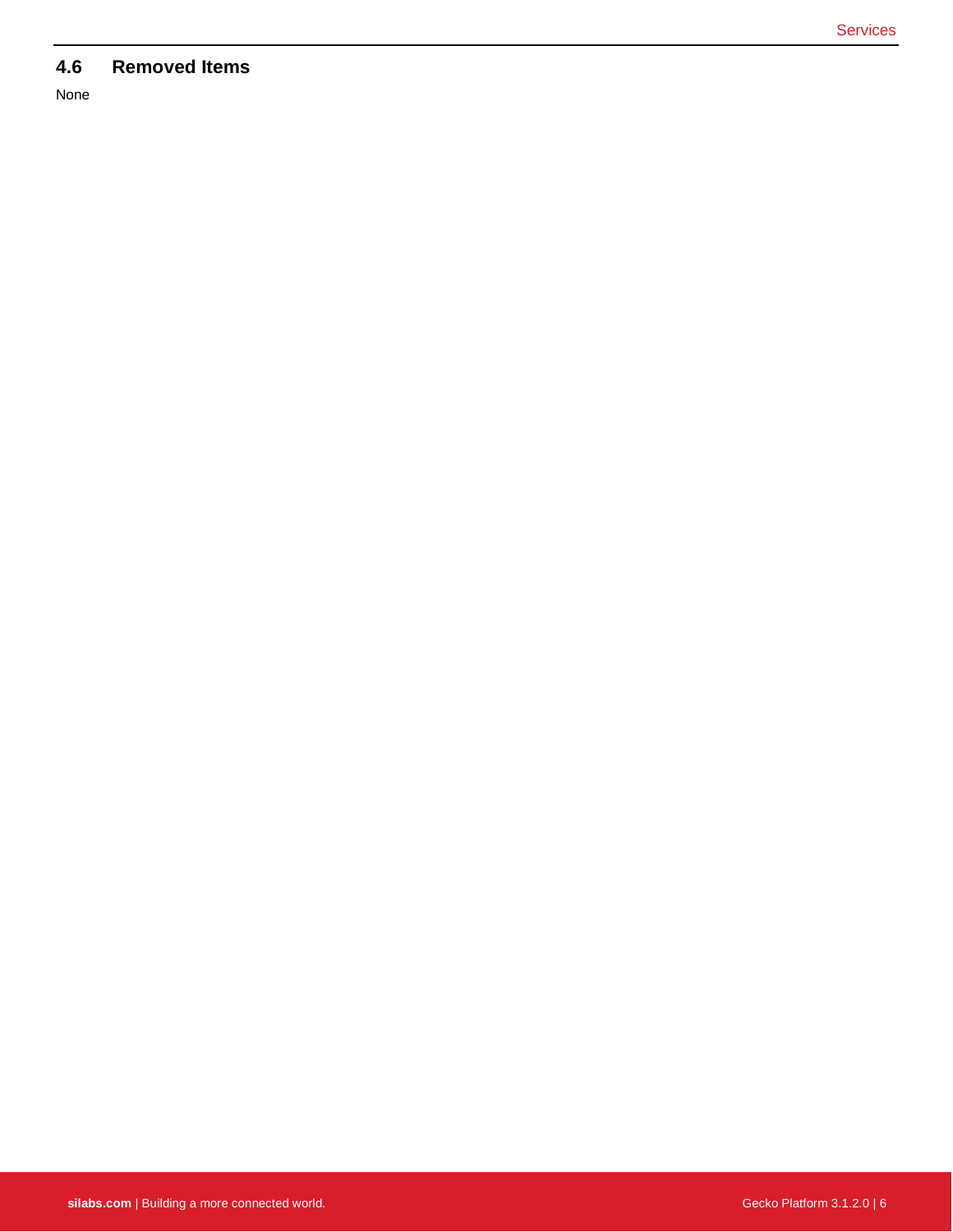## 4.6 Removed Items

None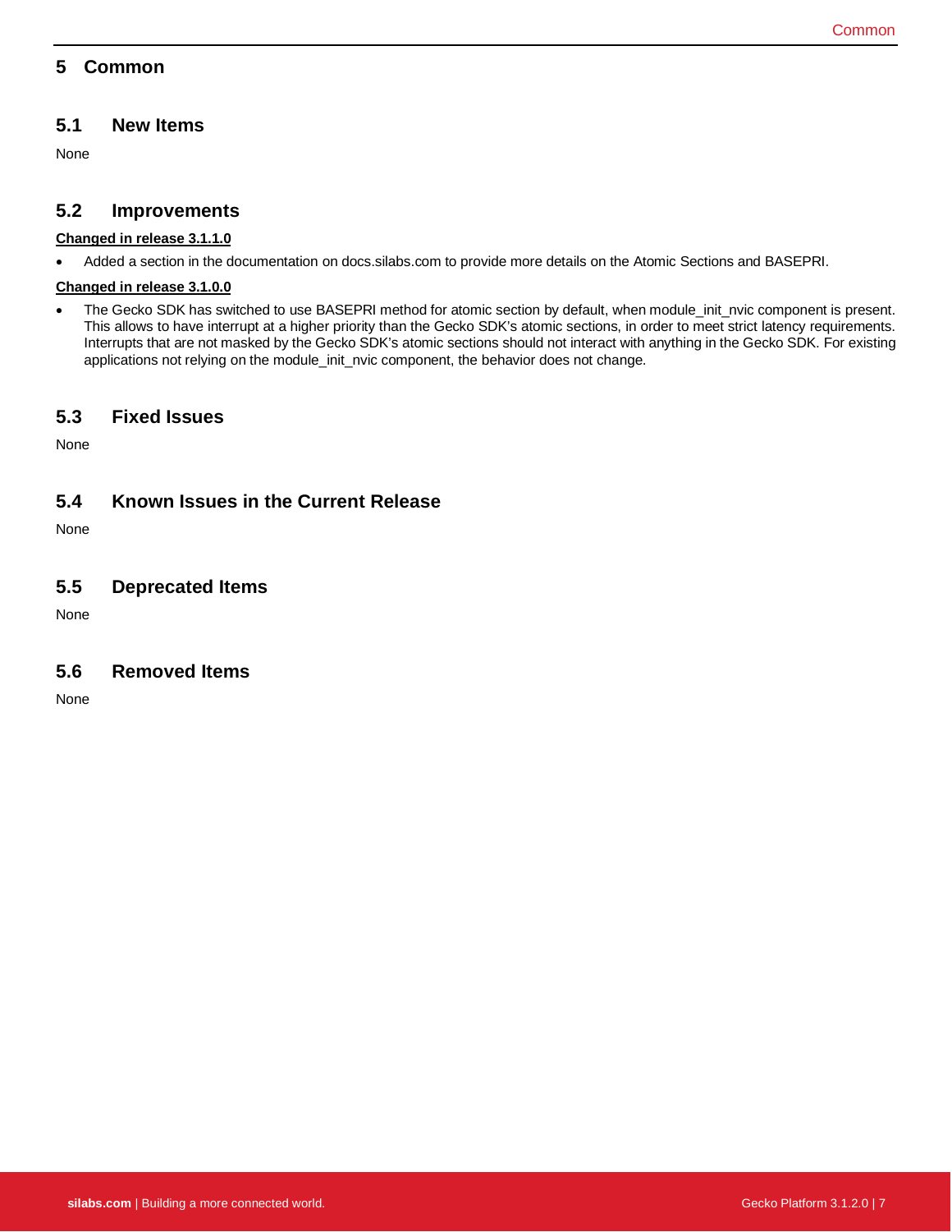# 5 Common

## 5.1 New Items

None

## 5.2 Improvements

**Changed in release 3.1.1.0**

- Added a section in the documentation on docs.silabs.com to provide more details on the Atomic Sections and BASEPRI.

**Changed in release 3.1.0.0**

- The Gecko SDK has switched to use BASEPRI method for atomic section by default, when module_init_nvic component is present. This allows to have interrupt at a higher priority than the Gecko SDK's atomic sections, in order to meet strict latency requirements. Interrupts that are not masked by the Gecko SDK's atomic sections should not interact with anything in the Gecko SDK. For existing applications not relying on the module_init_nvic component, the behavior does not change.

## 5.3 Fixed Issues

None

## 5.4 Known Issues in the Current Release

None

## 5.5 Deprecated Items

None

## 5.6 Removed Items

None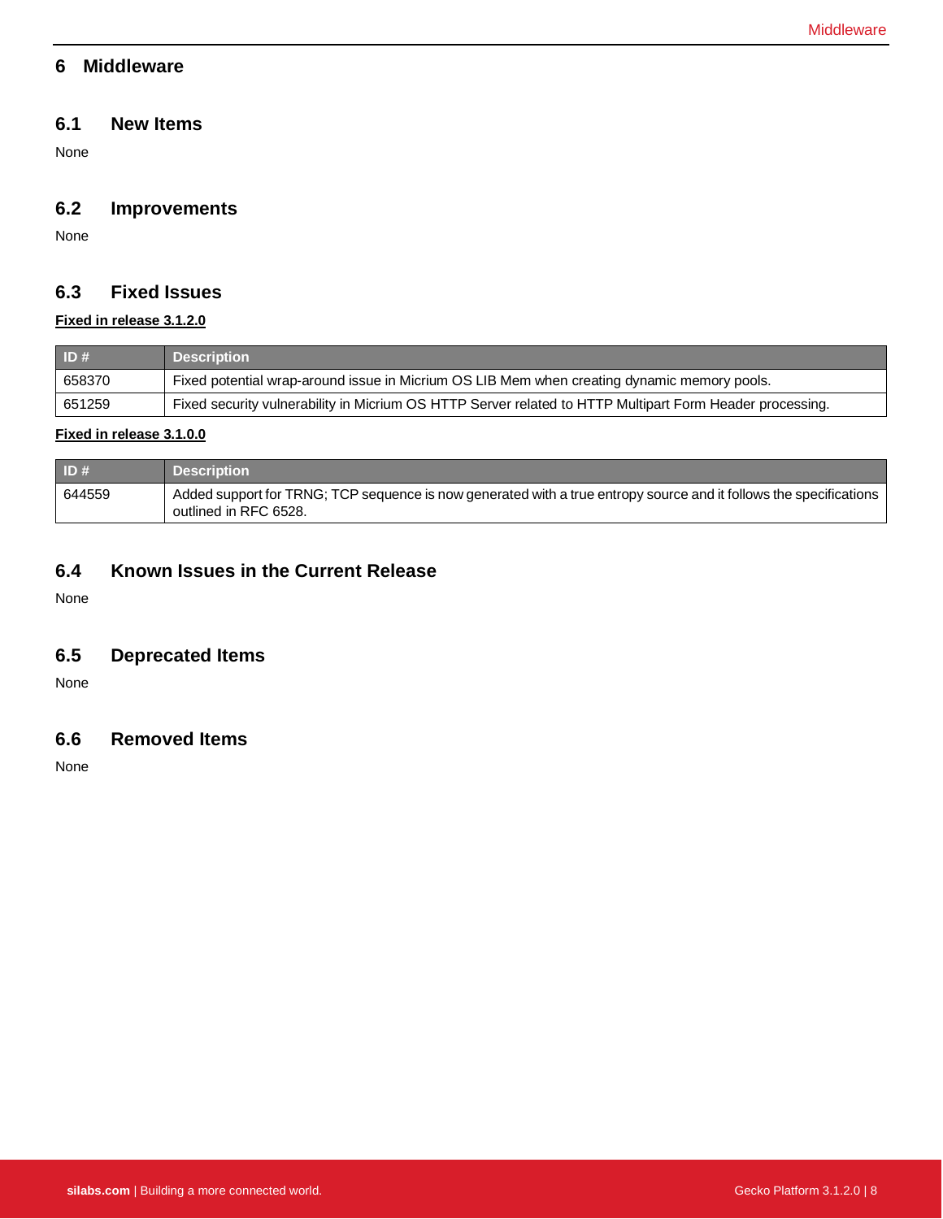# 6 Middleware

## 6.1 New Items

None

## 6.2 Improvements

None

## 6.3 Fixed Issues

**Fixed in release 3.1.2.0**

| ID # | Description |
|---|---|
| 658370 | Fixed potential wrap-around issue in Micrium OS LIB Mem when creating dynamic memory pools. |
| 651259 | Fixed security vulnerability in Micrium OS HTTP Server related to HTTP Multipart Form Header processing. |

**Fixed in release 3.1.0.0**

| ID # | Description |
|---|---|
| 644559 | Added support for TRNG; TCP sequence is now generated with a true entropy source and it follows the specifications outlined in RFC 6528. |

## 6.4 Known Issues in the Current Release

None

## 6.5 Deprecated Items

None

## 6.6 Removed Items

None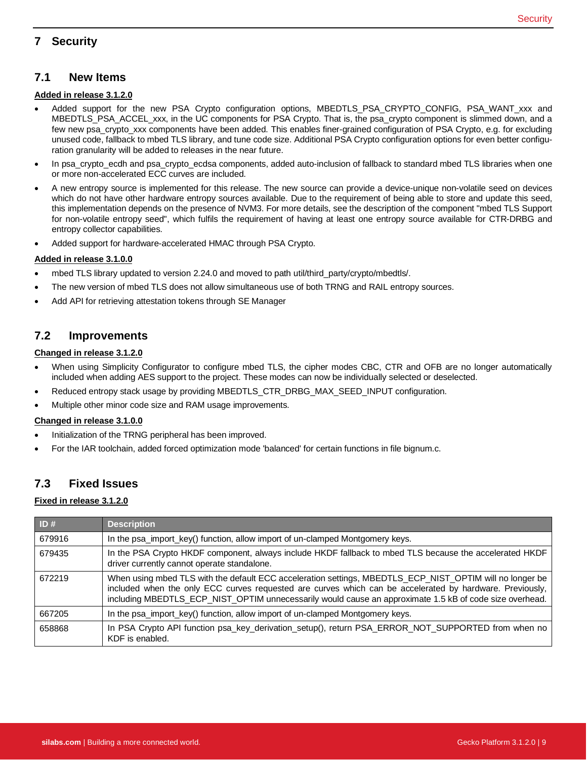# 7 Security

## 7.1 New Items

**Added in release 3.1.2.0**

- Added support for the new PSA Crypto configuration options, MBEDTLS_PSA_CRYPTO_CONFIG, PSA_WANT_xxx and MBEDTLS_PSA_ACCEL_xxx, in the UC components for PSA Crypto. That is, the psa_crypto component is slimmed down, and a few new psa_crypto_xxx components have been added. This enables finer-grained configuration of PSA Crypto, e.g. for excluding unused code, fallback to mbed TLS library, and tune code size. Additional PSA Crypto configuration options for even better configuration granularity will be added to releases in the near future.
- In psa_crypto_ecdh and psa_crypto_ecdsa components, added auto-inclusion of fallback to standard mbed TLS libraries when one or more non-accelerated ECC curves are included.
- A new entropy source is implemented for this release. The new source can provide a device-unique non-volatile seed on devices which do not have other hardware entropy sources available. Due to the requirement of being able to store and update this seed, this implementation depends on the presence of NVM3. For more details, see the description of the component "mbed TLS Support for non-volatile entropy seed", which fulfils the requirement of having at least one entropy source available for CTR-DRBG and entropy collector capabilities.
- Added support for hardware-accelerated HMAC through PSA Crypto.

**Added in release 3.1.0.0**

- mbed TLS library updated to version 2.24.0 and moved to path util/third_party/crypto/mbedtls/.
- The new version of mbed TLS does not allow simultaneous use of both TRNG and RAIL entropy sources.
- Add API for retrieving attestation tokens through SE Manager

## 7.2 Improvements

**Changed in release 3.1.2.0**

- When using Simplicity Configurator to configure mbed TLS, the cipher modes CBC, CTR and OFB are no longer automatically included when adding AES support to the project. These modes can now be individually selected or deselected.
- Reduced entropy stack usage by providing MBEDTLS_CTR_DRBG_MAX_SEED_INPUT configuration.
- Multiple other minor code size and RAM usage improvements.

**Changed in release 3.1.0.0**

- Initialization of the TRNG peripheral has been improved.
- For the IAR toolchain, added forced optimization mode 'balanced' for certain functions in file bignum.c.

## 7.3 Fixed Issues

**Fixed in release 3.1.2.0**

| ID # | Description |
|---|---|
| 679916 | In the psa_import_key() function, allow import of un-clamped Montgomery keys. |
| 679435 | In the PSA Crypto HKDF component, always include HKDF fallback to mbed TLS because the accelerated HKDF driver currently cannot operate standalone. |
| 672219 | When using mbed TLS with the default ECC acceleration settings, MBEDTLS_ECP_NIST_OPTIM will no longer be included when the only ECC curves requested are curves which can be accelerated by hardware. Previously, including MBEDTLS_ECP_NIST_OPTIM unnecessarily would cause an approximate 1.5 kB of code size overhead. |
| 667205 | In the psa_import_key() function, allow import of un-clamped Montgomery keys. |
| 658868 | In PSA Crypto API function psa_key_derivation_setup(), return PSA_ERROR_NOT_SUPPORTED from when no KDF is enabled. |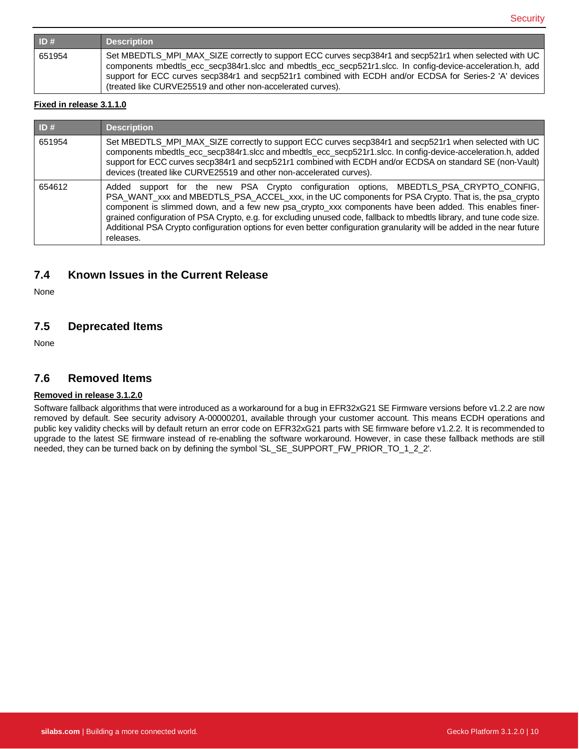| ID # | Description |
| --- | --- |
| 651954 | Set MBEDTLS_MPI_MAX_SIZE correctly to support ECC curves secp384r1 and secp521r1 when selected with UC components mbedtls_ecc_secp384r1.slcc and mbedtls_ecc_secp521r1.slcc. In config-device-acceleration.h, add support for ECC curves secp384r1 and secp521r1 combined with ECDH and/or ECDSA for Series-2 'A' devices (treated like CURVE25519 and other non-accelerated curves). |

**Fixed in release 3.1.1.0**

| ID # | Description |
| --- | --- |
| 651954 | Set MBEDTLS_MPI_MAX_SIZE correctly to support ECC curves secp384r1 and secp521r1 when selected with UC components mbedtls_ecc_secp384r1.slcc and mbedtls_ecc_secp521r1.slcc. In config-device-acceleration.h, added support for ECC curves secp384r1 and secp521r1 combined with ECDH and/or ECDSA on standard SE (non-Vault) devices (treated like CURVE25519 and other non-accelerated curves). |
| 654612 | Added support for the new PSA Crypto configuration options, MBEDTLS_PSA_CRYPTO_CONFIG, PSA_WANT_xxx and MBEDTLS_PSA_ACCEL_xxx, in the UC components for PSA Crypto. That is, the psa_crypto component is slimmed down, and a few new psa_crypto_xxx components have been added. This enables finer-grained configuration of PSA Crypto, e.g. for excluding unused code, fallback to mbedtls library, and tune code size. Additional PSA Crypto configuration options for even better configuration granularity will be added in the near future releases. |

## 7.4 Known Issues in the Current Release

None

## 7.5 Deprecated Items

None

## 7.6 Removed Items

**Removed in release 3.1.2.0**

Software fallback algorithms that were introduced as a workaround for a bug in EFR32xG21 SE Firmware versions before v1.2.2 are now removed by default. See security advisory A-00000201, available through your customer account. This means ECDH operations and public key validity checks will by default return an error code on EFR32xG21 parts with SE firmware before v1.2.2. It is recommended to upgrade to the latest SE firmware instead of re-enabling the software workaround. However, in case these fallback methods are still needed, they can be turned back on by defining the symbol 'SL_SE_SUPPORT_FW_PRIOR_TO_1_2_2'.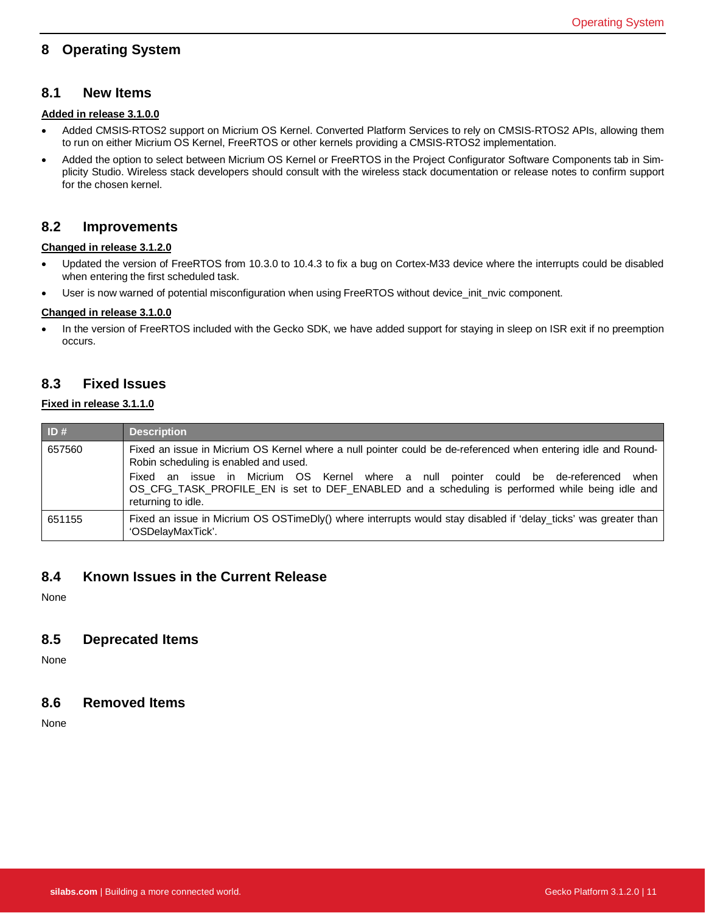# 8 Operating System

## 8.1 New Items

**Added in release 3.1.0.0**

- Added CMSIS-RTOS2 support on Micrium OS Kernel. Converted Platform Services to rely on CMSIS-RTOS2 APIs, allowing them to run on either Micrium OS Kernel, FreeRTOS or other kernels providing a CMSIS-RTOS2 implementation.
- Added the option to select between Micrium OS Kernel or FreeRTOS in the Project Configurator Software Components tab in Simplicity Studio. Wireless stack developers should consult with the wireless stack documentation or release notes to confirm support for the chosen kernel.

## 8.2 Improvements

**Changed in release 3.1.2.0**

- Updated the version of FreeRTOS from 10.3.0 to 10.4.3 to fix a bug on Cortex-M33 device where the interrupts could be disabled when entering the first scheduled task.
- User is now warned of potential misconfiguration when using FreeRTOS without device_init_nvic component.

**Changed in release 3.1.0.0**

- In the version of FreeRTOS included with the Gecko SDK, we have added support for staying in sleep on ISR exit if no preemption occurs.

## 8.3 Fixed Issues

**Fixed in release 3.1.1.0**

| ID # | Description |
| --- | --- |
| 657560 | Fixed an issue in Micrium OS Kernel where a null pointer could be de-referenced when entering idle and Round-Robin scheduling is enabled and used.<br>Fixed an issue in Micrium OS Kernel where a null pointer could be de-referenced when OS_CFG_TASK_PROFILE_EN is set to DEF_ENABLED and a scheduling is performed while being idle and returning to idle. |
| 651155 | Fixed an issue in Micrium OS OSTimeDly() where interrupts would stay disabled if 'delay_ticks' was greater than 'OSDelayMaxTick'. |

## 8.4 Known Issues in the Current Release

None

## 8.5 Deprecated Items

None

## 8.6 Removed Items

None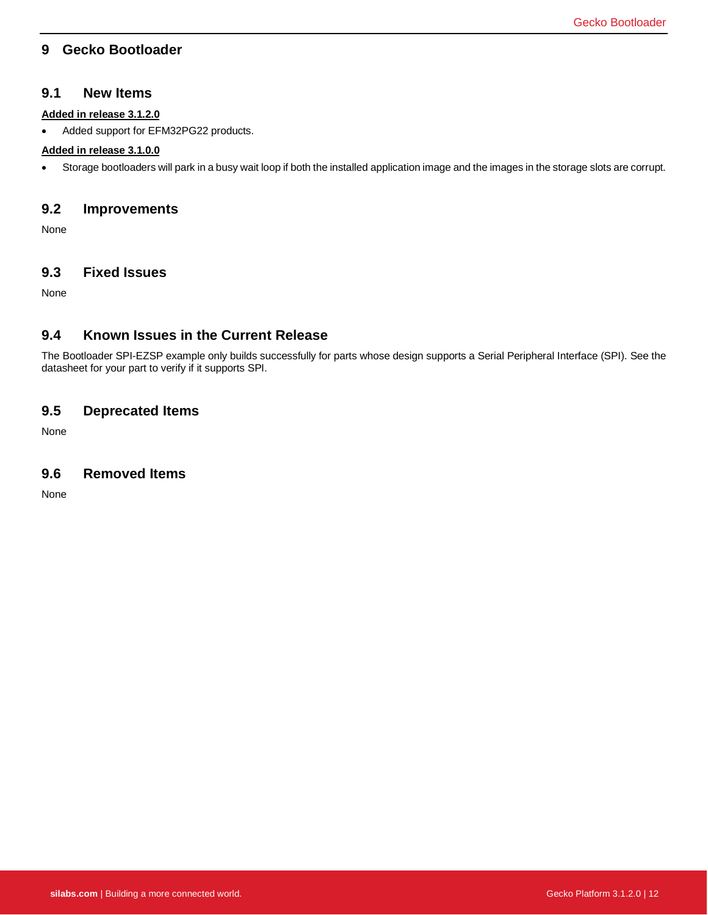# 9 Gecko Bootloader

## 9.1 New Items

**Added in release 3.1.2.0**

- Added support for EFM32PG22 products.

**Added in release 3.1.0.0**

- Storage bootloaders will park in a busy wait loop if both the installed application image and the images in the storage slots are corrupt.

## 9.2 Improvements

None

## 9.3 Fixed Issues

None

## 9.4 Known Issues in the Current Release

The Bootloader SPI-EZSP example only builds successfully for parts whose design supports a Serial Peripheral Interface (SPI). See the datasheet for your part to verify if it supports SPI.

## 9.5 Deprecated Items

None

## 9.6 Removed Items

None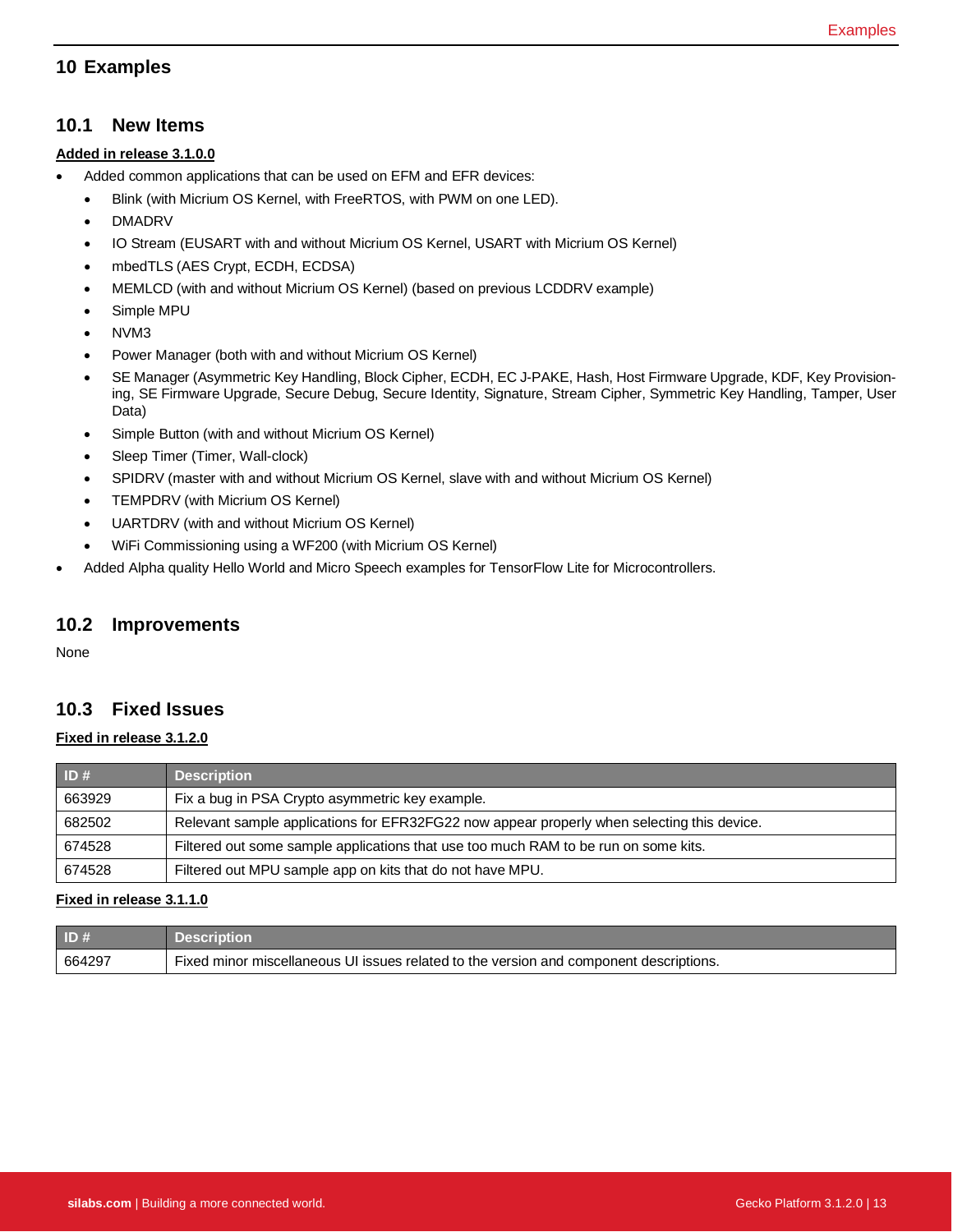# 10 Examples

## 10.1 New Items

**Added in release 3.1.0.0**

- Added common applications that can be used on EFM and EFR devices:
  - Blink (with Micrium OS Kernel, with FreeRTOS, with PWM on one LED).
  - DMADRV
  - IO Stream (EUSART with and without Micrium OS Kernel, USART with Micrium OS Kernel)
  - mbedTLS (AES Crypt, ECDH, ECDSA)
  - MEMLCD (with and without Micrium OS Kernel) (based on previous LCDDRV example)
  - Simple MPU
  - NVM3
  - Power Manager (both with and without Micrium OS Kernel)
  - SE Manager (Asymmetric Key Handling, Block Cipher, ECDH, EC J-PAKE, Hash, Host Firmware Upgrade, KDF, Key Provisioning, SE Firmware Upgrade, Secure Debug, Secure Identity, Signature, Stream Cipher, Symmetric Key Handling, Tamper, User Data)
  - Simple Button (with and without Micrium OS Kernel)
  - Sleep Timer (Timer, Wall-clock)
  - SPIDRV (master with and without Micrium OS Kernel, slave with and without Micrium OS Kernel)
  - TEMPDRV (with Micrium OS Kernel)
  - UARTDRV (with and without Micrium OS Kernel)
  - WiFi Commissioning using a WF200 (with Micrium OS Kernel)
- Added Alpha quality Hello World and Micro Speech examples for TensorFlow Lite for Microcontrollers.

## 10.2 Improvements

None

## 10.3 Fixed Issues

**Fixed in release 3.1.2.0**

| ID # | Description |
|---|---|
| 663929 | Fix a bug in PSA Crypto asymmetric key example. |
| 682502 | Relevant sample applications for EFR32FG22 now appear properly when selecting this device. |
| 674528 | Filtered out some sample applications that use too much RAM to be run on some kits. |
| 674528 | Filtered out MPU sample app on kits that do not have MPU. |

**Fixed in release 3.1.1.0**

| ID # | Description |
|---|---|
| 664297 | Fixed minor miscellaneous UI issues related to the version and component descriptions. |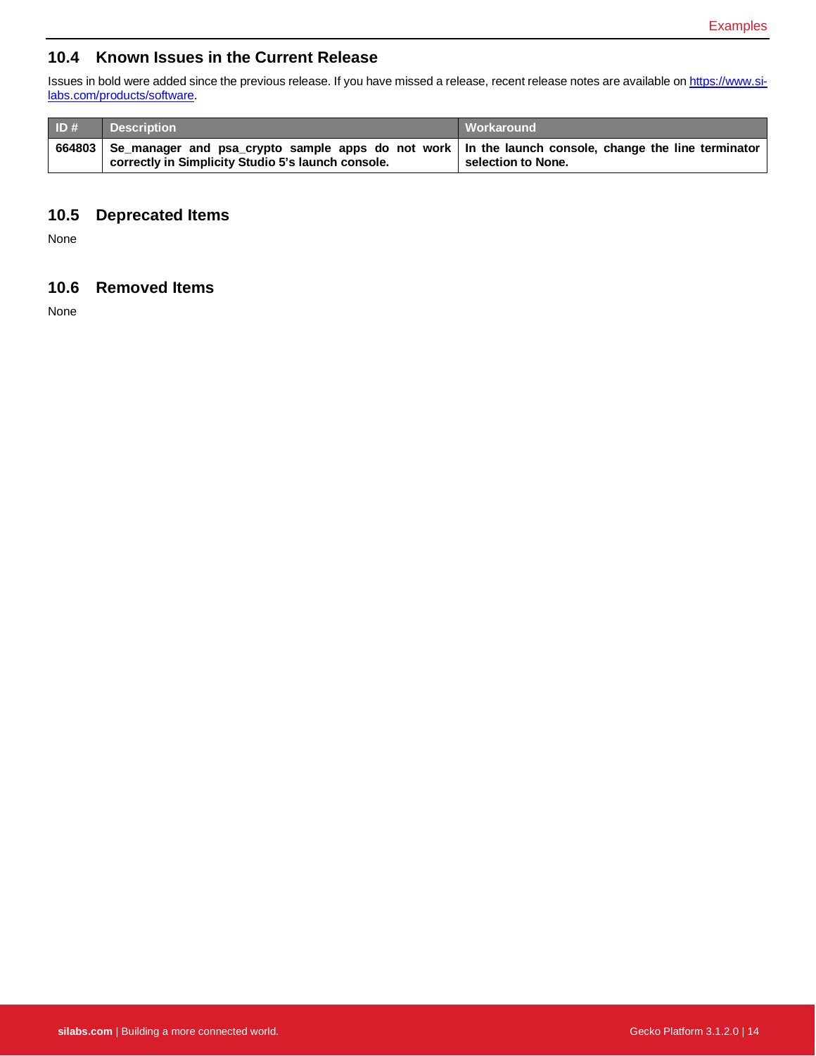## 10.4 Known Issues in the Current Release

Issues in bold were added since the previous release. If you have missed a release, recent release notes are available on https://www.silabs.com/products/software.

| ID # | Description | Workaround |
| --- | --- | --- |
| **664803** | **Se_manager and psa_crypto sample apps do not work correctly in Simplicity Studio 5's launch console.** | **In the launch console, change the line terminator selection to None.** |

## 10.5 Deprecated Items

None

## 10.6 Removed Items

None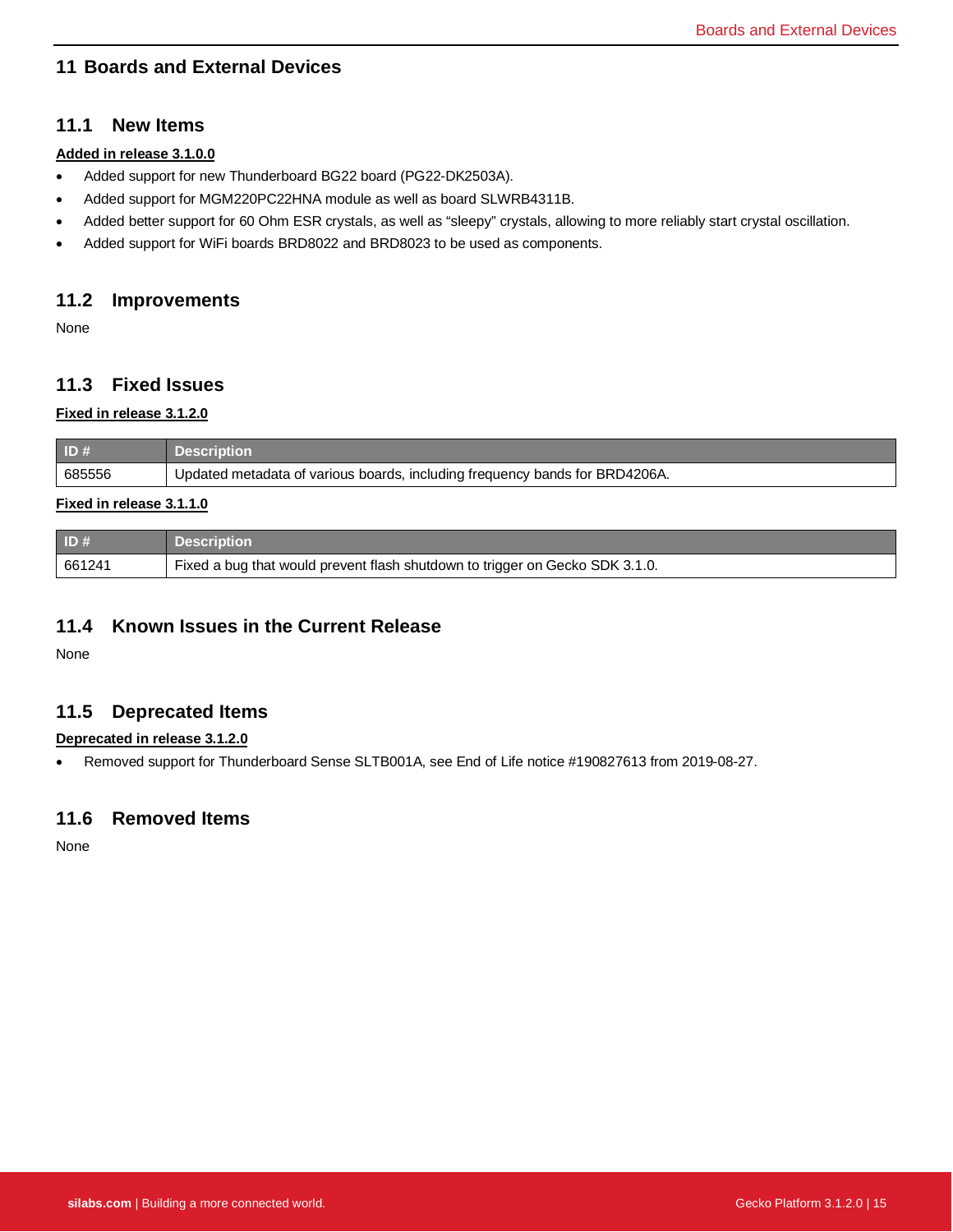# 11 Boards and External Devices

## 11.1 New Items

**Added in release 3.1.0.0**

- Added support for new Thunderboard BG22 board (PG22-DK2503A).
- Added support for MGM220PC22HNA module as well as board SLWRB4311B.
- Added better support for 60 Ohm ESR crystals, as well as “sleepy” crystals, allowing to more reliably start crystal oscillation.
- Added support for WiFi boards BRD8022 and BRD8023 to be used as components.

## 11.2 Improvements

None

## 11.3 Fixed Issues

**Fixed in release 3.1.2.0**

| ID # | Description |
|---|---|
| 685556 | Updated metadata of various boards, including frequency bands for BRD4206A. |

**Fixed in release 3.1.1.0**

| ID # | Description |
|---|---|
| 661241 | Fixed a bug that would prevent flash shutdown to trigger on Gecko SDK 3.1.0. |

## 11.4 Known Issues in the Current Release

None

## 11.5 Deprecated Items

**Deprecated in release 3.1.2.0**

- Removed support for Thunderboard Sense SLTB001A, see End of Life notice #190827613 from 2019-08-27.

## 11.6 Removed Items

None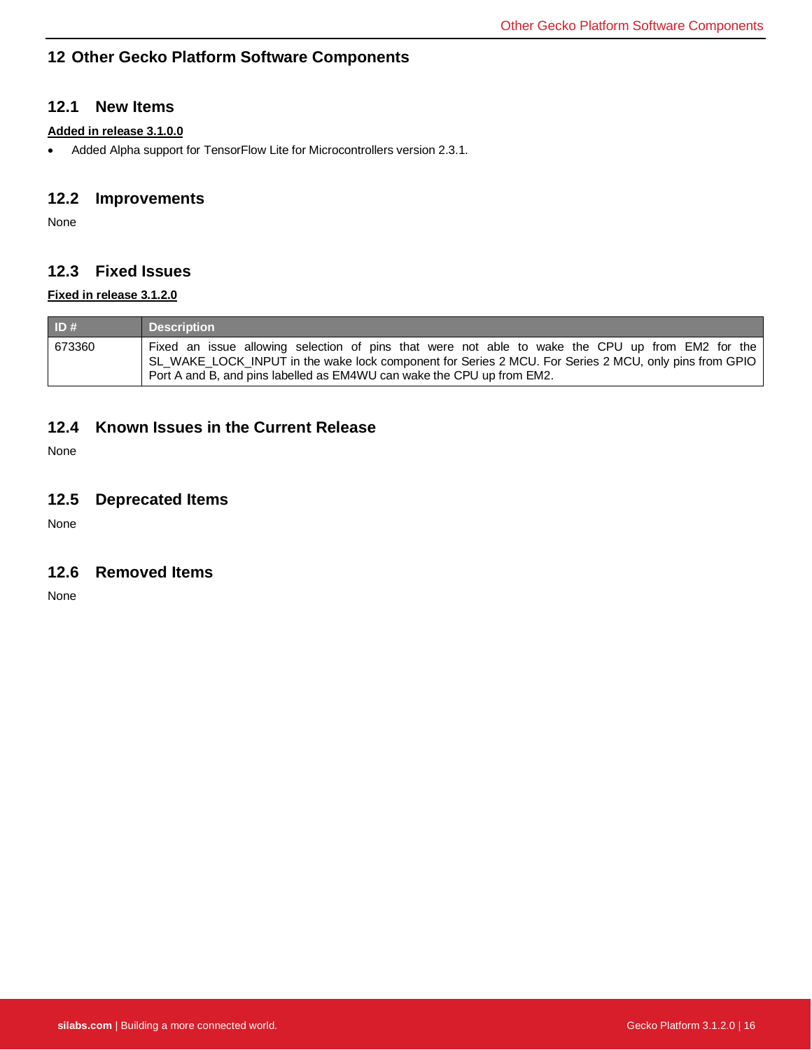# 12 Other Gecko Platform Software Components

## 12.1 New Items

**Added in release 3.1.0.0**

- Added Alpha support for TensorFlow Lite for Microcontrollers version 2.3.1.

## 12.2 Improvements

None

## 12.3 Fixed Issues

**Fixed in release 3.1.2.0**

| ID # | Description |
| --- | --- |
| 673360 | Fixed an issue allowing selection of pins that were not able to wake the CPU up from EM2 for the SL_WAKE_LOCK_INPUT in the wake lock component for Series 2 MCU. For Series 2 MCU, only pins from GPIO Port A and B, and pins labelled as EM4WU can wake the CPU up from EM2. |

## 12.4 Known Issues in the Current Release

None

## 12.5 Deprecated Items

None

## 12.6 Removed Items

None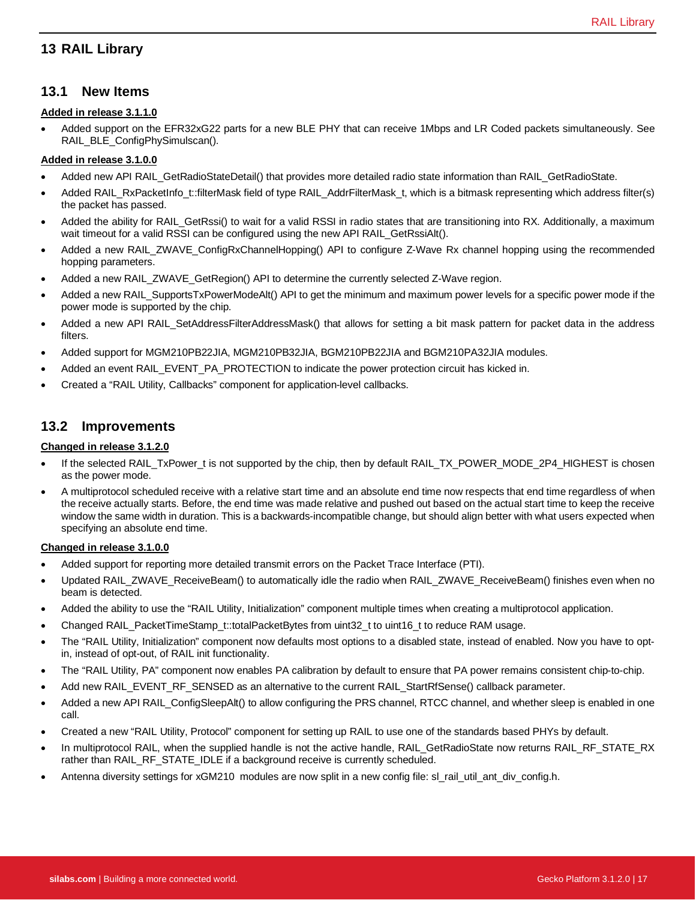# 13 RAIL Library

## 13.1 New Items

**Added in release 3.1.1.0**

- Added support on the EFR32xG22 parts for a new BLE PHY that can receive 1Mbps and LR Coded packets simultaneously. See RAIL_BLE_ConfigPhySimulscan().

**Added in release 3.1.0.0**

- Added new API RAIL_GetRadioStateDetail() that provides more detailed radio state information than RAIL_GetRadioState.
- Added RAIL_RxPacketInfo_t::filterMask field of type RAIL_AddrFilterMask_t, which is a bitmask representing which address filter(s) the packet has passed.
- Added the ability for RAIL_GetRssi() to wait for a valid RSSI in radio states that are transitioning into RX. Additionally, a maximum wait timeout for a valid RSSI can be configured using the new API RAIL_GetRssiAlt().
- Added a new RAIL_ZWAVE_ConfigRxChannelHopping() API to configure Z-Wave Rx channel hopping using the recommended hopping parameters.
- Added a new RAIL_ZWAVE_GetRegion() API to determine the currently selected Z-Wave region.
- Added a new RAIL_SupportsTxPowerModeAlt() API to get the minimum and maximum power levels for a specific power mode if the power mode is supported by the chip.
- Added a new API RAIL_SetAddressFilterAddressMask() that allows for setting a bit mask pattern for packet data in the address filters.
- Added support for MGM210PB22JIA, MGM210PB32JIA, BGM210PB22JIA and BGM210PA32JIA modules.
- Added an event RAIL_EVENT_PA_PROTECTION to indicate the power protection circuit has kicked in.
- Created a “RAIL Utility, Callbacks” component for application-level callbacks.

## 13.2 Improvements

**Changed in release 3.1.2.0**

- If the selected RAIL_TxPower_t is not supported by the chip, then by default RAIL_TX_POWER_MODE_2P4_HIGHEST is chosen as the power mode.
- A multiprotocol scheduled receive with a relative start time and an absolute end time now respects that end time regardless of when the receive actually starts. Before, the end time was made relative and pushed out based on the actual start time to keep the receive window the same width in duration. This is a backwards-incompatible change, but should align better with what users expected when specifying an absolute end time.

**Changed in release 3.1.0.0**

- Added support for reporting more detailed transmit errors on the Packet Trace Interface (PTI).
- Updated RAIL_ZWAVE_ReceiveBeam() to automatically idle the radio when RAIL_ZWAVE_ReceiveBeam() finishes even when no beam is detected.
- Added the ability to use the “RAIL Utility, Initialization” component multiple times when creating a multiprotocol application.
- Changed RAIL_PacketTimeStamp_t::totalPacketBytes from uint32_t to uint16_t to reduce RAM usage.
- The “RAIL Utility, Initialization” component now defaults most options to a disabled state, instead of enabled. Now you have to opt-in, instead of opt-out, of RAIL init functionality.
- The “RAIL Utility, PA” component now enables PA calibration by default to ensure that PA power remains consistent chip-to-chip.
- Add new RAIL_EVENT_RF_SENSED as an alternative to the current RAIL_StartRfSense() callback parameter.
- Added a new API RAIL_ConfigSleepAlt() to allow configuring the PRS channel, RTCC channel, and whether sleep is enabled in one call.
- Created a new “RAIL Utility, Protocol” component for setting up RAIL to use one of the standards based PHYs by default.
- In multiprotocol RAIL, when the supplied handle is not the active handle, RAIL_GetRadioState now returns RAIL_RF_STATE_RX rather than RAIL_RF_STATE_IDLE if a background receive is currently scheduled.
- Antenna diversity settings for xGM210 modules are now split in a new config file: sl_rail_util_ant_div_config.h.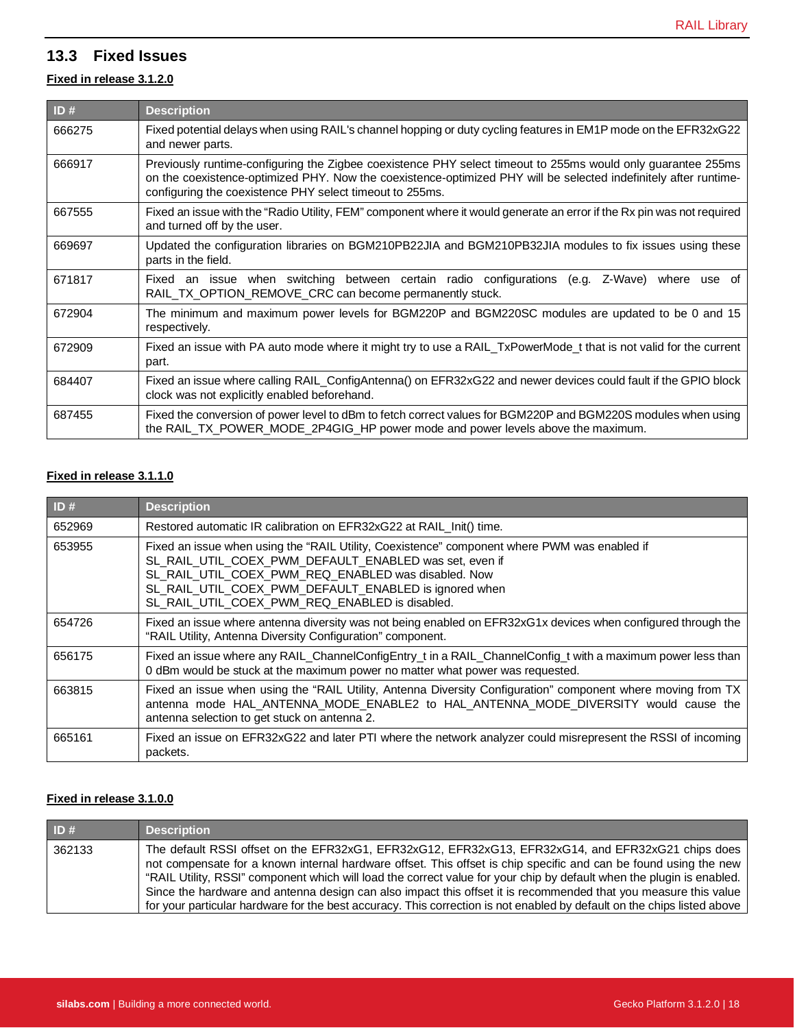## 13.3 Fixed Issues

**Fixed in release 3.1.2.0**

| ID # | Description |
|---|---|
| 666275 | Fixed potential delays when using RAIL's channel hopping or duty cycling features in EM1P mode on the EFR32xG22 and newer parts. |
| 666917 | Previously runtime-configuring the Zigbee coexistence PHY select timeout to 255ms would only guarantee 255ms on the coexistence-optimized PHY. Now the coexistence-optimized PHY will be selected indefinitely after runtime-configuring the coexistence PHY select timeout to 255ms. |
| 667555 | Fixed an issue with the "Radio Utility, FEM" component where it would generate an error if the Rx pin was not required and turned off by the user. |
| 669697 | Updated the configuration libraries on BGM210PB22JIA and BGM210PB32JIA modules to fix issues using these parts in the field. |
| 671817 | Fixed an issue when switching between certain radio configurations (e.g. Z-Wave) where use of RAIL_TX_OPTION_REMOVE_CRC can become permanently stuck. |
| 672904 | The minimum and maximum power levels for BGM220P and BGM220SC modules are updated to be 0 and 15 respectively. |
| 672909 | Fixed an issue with PA auto mode where it might try to use a RAIL_TxPowerMode_t that is not valid for the current part. |
| 684407 | Fixed an issue where calling RAIL_ConfigAntenna() on EFR32xG22 and newer devices could fault if the GPIO block clock was not explicitly enabled beforehand. |
| 687455 | Fixed the conversion of power level to dBm to fetch correct values for BGM220P and BGM220S modules when using the RAIL_TX_POWER_MODE_2P4GIG_HP power mode and power levels above the maximum. |

**Fixed in release 3.1.1.0**

| ID # | Description |
|---|---|
| 652969 | Restored automatic IR calibration on EFR32xG22 at RAIL_Init() time. |
| 653955 | Fixed an issue when using the "RAIL Utility, Coexistence" component where PWM was enabled if SL_RAIL_UTIL_COEX_PWM_DEFAULT_ENABLED was set, even if SL_RAIL_UTIL_COEX_PWM_REQ_ENABLED was disabled. Now SL_RAIL_UTIL_COEX_PWM_DEFAULT_ENABLED is ignored when SL_RAIL_UTIL_COEX_PWM_REQ_ENABLED is disabled. |
| 654726 | Fixed an issue where antenna diversity was not being enabled on EFR32xG1x devices when configured through the "RAIL Utility, Antenna Diversity Configuration" component. |
| 656175 | Fixed an issue where any RAIL_ChannelConfigEntry_t in a RAIL_ChannelConfig_t with a maximum power less than 0 dBm would be stuck at the maximum power no matter what power was requested. |
| 663815 | Fixed an issue when using the "RAIL Utility, Antenna Diversity Configuration" component where moving from TX antenna mode HAL_ANTENNA_MODE_ENABLE2 to HAL_ANTENNA_MODE_DIVERSITY would cause the antenna selection to get stuck on antenna 2. |
| 665161 | Fixed an issue on EFR32xG22 and later PTI where the network analyzer could misrepresent the RSSI of incoming packets. |

**Fixed in release 3.1.0.0**

| ID # | Description |
|---|---|
| 362133 | The default RSSI offset on the EFR32xG1, EFR32xG12, EFR32xG13, EFR32xG14, and EFR32xG21 chips does not compensate for a known internal hardware offset. This offset is chip specific and can be found using the new "RAIL Utility, RSSI" component which will load the correct value for your chip by default when the plugin is enabled. Since the hardware and antenna design can also impact this offset it is recommended that you measure this value for your particular hardware for the best accuracy. This correction is not enabled by default on the chips listed above |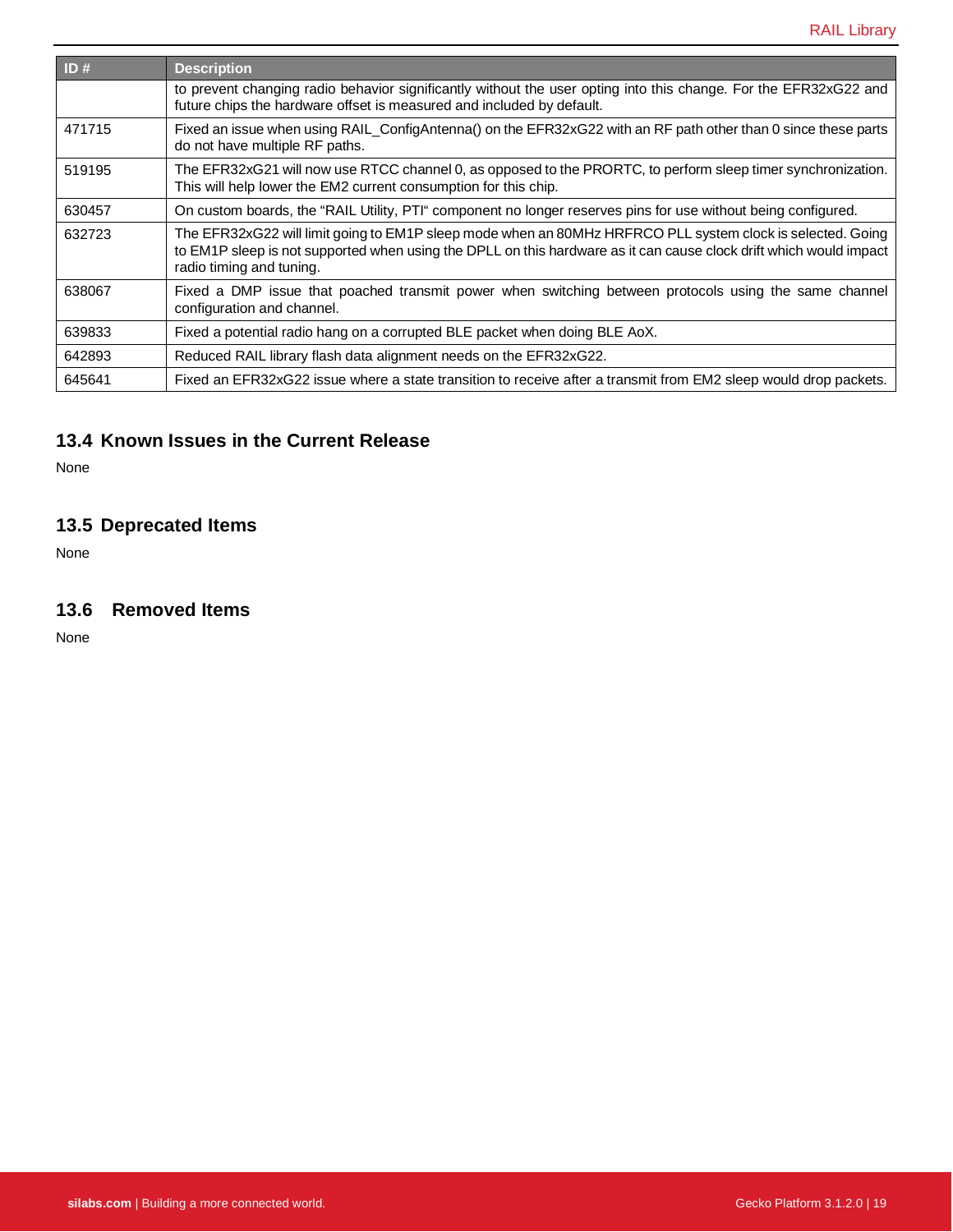| ID # | Description |
| --- | --- |
| | to prevent changing radio behavior significantly without the user opting into this change. For the EFR32xG22 and future chips the hardware offset is measured and included by default. |
| 471715 | Fixed an issue when using RAIL_ConfigAntenna() on the EFR32xG22 with an RF path other than 0 since these parts do not have multiple RF paths. |
| 519195 | The EFR32xG21 will now use RTCC channel 0, as opposed to the PRORTC, to perform sleep timer synchronization. This will help lower the EM2 current consumption for this chip. |
| 630457 | On custom boards, the “RAIL Utility, PTI“ component no longer reserves pins for use without being configured. |
| 632723 | The EFR32xG22 will limit going to EM1P sleep mode when an 80MHz HRFRCO PLL system clock is selected. Going to EM1P sleep is not supported when using the DPLL on this hardware as it can cause clock drift which would impact radio timing and tuning. |
| 638067 | Fixed a DMP issue that poached transmit power when switching between protocols using the same channel configuration and channel. |
| 639833 | Fixed a potential radio hang on a corrupted BLE packet when doing BLE AoX. |
| 642893 | Reduced RAIL library flash data alignment needs on the EFR32xG22. |
| 645641 | Fixed an EFR32xG22 issue where a state transition to receive after a transmit from EM2 sleep would drop packets. |

## 13.4 Known Issues in the Current Release

None

## 13.5 Deprecated Items

None

## 13.6 Removed Items

None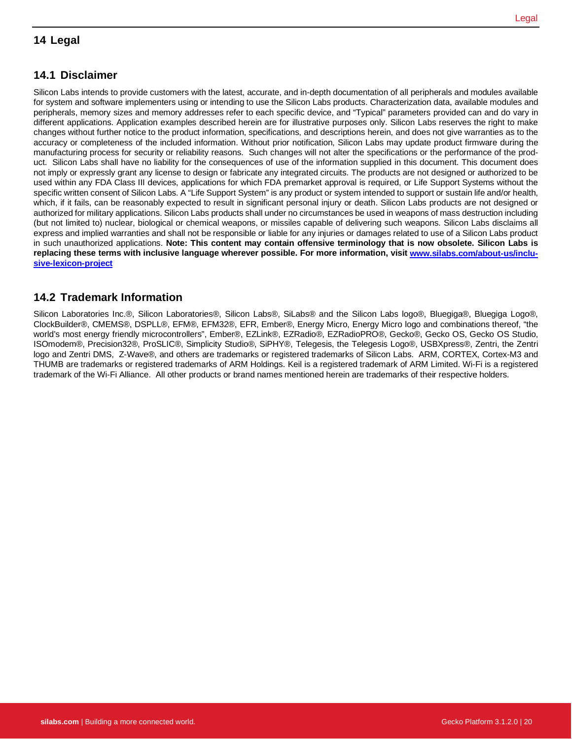# 14 Legal

## 14.1 Disclaimer

Silicon Labs intends to provide customers with the latest, accurate, and in-depth documentation of all peripherals and modules available for system and software implementers using or intending to use the Silicon Labs products. Characterization data, available modules and peripherals, memory sizes and memory addresses refer to each specific device, and "Typical" parameters provided can and do vary in different applications. Application examples described herein are for illustrative purposes only. Silicon Labs reserves the right to make changes without further notice to the product information, specifications, and descriptions herein, and does not give warranties as to the accuracy or completeness of the included information. Without prior notification, Silicon Labs may update product firmware during the manufacturing process for security or reliability reasons. Such changes will not alter the specifications or the performance of the product. Silicon Labs shall have no liability for the consequences of use of the information supplied in this document. This document does not imply or expressly grant any license to design or fabricate any integrated circuits. The products are not designed or authorized to be used within any FDA Class III devices, applications for which FDA premarket approval is required, or Life Support Systems without the specific written consent of Silicon Labs. A "Life Support System" is any product or system intended to support or sustain life and/or health, which, if it fails, can be reasonably expected to result in significant personal injury or death. Silicon Labs products are not designed or authorized for military applications. Silicon Labs products shall under no circumstances be used in weapons of mass destruction including (but not limited to) nuclear, biological or chemical weapons, or missiles capable of delivering such weapons. Silicon Labs disclaims all express and implied warranties and shall not be responsible or liable for any injuries or damages related to use of a Silicon Labs product in such unauthorized applications. **Note: This content may contain offensive terminology that is now obsolete. Silicon Labs is replacing these terms with inclusive language wherever possible. For more information, visit www.silabs.com/about-us/inclusive-lexicon-project**

## 14.2 Trademark Information

Silicon Laboratories Inc.®, Silicon Laboratories®, Silicon Labs®, SiLabs® and the Silicon Labs logo®, Bluegiga®, Bluegiga Logo®, ClockBuilder®, CMEMS®, DSPLL®, EFM®, EFM32®, EFR, Ember®, Energy Micro, Energy Micro logo and combinations thereof, "the world's most energy friendly microcontrollers", Ember®, EZLink®, EZRadio®, EZRadioPRO®, Gecko®, Gecko OS, Gecko OS Studio, ISOmodem®, Precision32®, ProSLIC®, Simplicity Studio®, SiPHY®, Telegesis, the Telegesis Logo®, USBXpress®, Zentri, the Zentri logo and Zentri DMS, Z-Wave®, and others are trademarks or registered trademarks of Silicon Labs. ARM, CORTEX, Cortex-M3 and THUMB are trademarks or registered trademarks of ARM Holdings. Keil is a registered trademark of ARM Limited. Wi-Fi is a registered trademark of the Wi-Fi Alliance. All other products or brand names mentioned herein are trademarks of their respective holders.